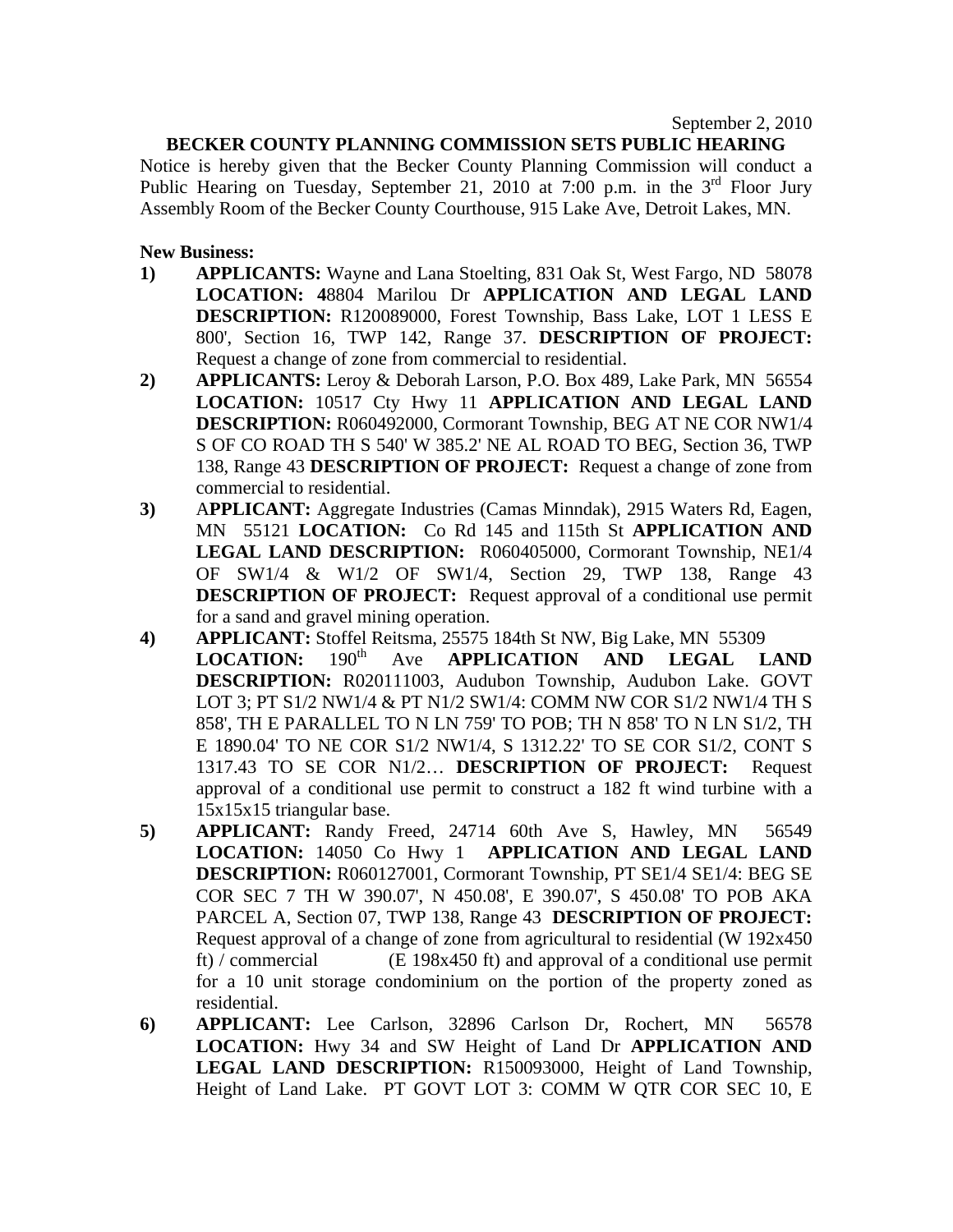September 2, 2010

**BECKER COUNTY PLANNING COMMISSION SETS PUBLIC HEARING**

Notice is hereby given that the Becker County Planning Commission will conduct a Public Hearing on Tuesday, September 21, 2010 at 7:00 p.m. in the 3rd Floor Jury Assembly Room of the Becker County Courthouse, 915 Lake Ave, Detroit Lakes, MN.

**New Business:**

1) **APPLICANTS:** Wayne and Lana Stoelting, 831 Oak St, West Fargo, ND 58078 **LOCATION: 4**8804 Marilou Dr **APPLICATION AND LEGAL LAND DESCRIPTION:** R120089000, Forest Township, Bass Lake, LOT 1 LESS E 800', Section 16, TWP 142, Range 37. **DESCRIPTION OF PROJECT:** Request a change of zone from commercial to residential.
2) **APPLICANTS:** Leroy & Deborah Larson, P.O. Box 489, Lake Park, MN 56554 **LOCATION:** 10517 Cty Hwy 11 **APPLICATION AND LEGAL LAND DESCRIPTION:** R060492000, Cormorant Township, BEG AT NE COR NW1/4 S OF CO ROAD TH S 540' W 385.2' NE AL ROAD TO BEG, Section 36, TWP 138, Range 43 **DESCRIPTION OF PROJECT:** Request a change of zone from commercial to residential.
3) A**PPLICANT:** Aggregate Industries (Camas Minndak), 2915 Waters Rd, Eagen, MN 55121 **LOCATION:** Co Rd 145 and 115th St **APPLICATION AND LEGAL LAND DESCRIPTION:** R060405000, Cormorant Township, NE1/4 OF SW1/4 & W1/2 OF SW1/4, Section 29, TWP 138, Range 43 **DESCRIPTION OF PROJECT:** Request approval of a conditional use permit for a sand and gravel mining operation.
4) **APPLICANT:** Stoffel Reitsma, 25575 184th St NW, Big Lake, MN 55309 **LOCATION:** 190th Ave **APPLICATION AND LEGAL LAND DESCRIPTION:** R020111003, Audubon Township, Audubon Lake. GOVT LOT 3; PT S1/2 NW1/4 & PT N1/2 SW1/4: COMM NW COR S1/2 NW1/4 TH S 858', TH E PARALLEL TO N LN 759' TO POB; TH N 858' TO N LN S1/2, TH E 1890.04' TO NE COR S1/2 NW1/4, S 1312.22' TO SE COR S1/2, CONT S 1317.43 TO SE COR N1/2… **DESCRIPTION OF PROJECT:** Request approval of a conditional use permit to construct a 182 ft wind turbine with a 15x15x15 triangular base.
5) **APPLICANT:** Randy Freed, 24714 60th Ave S, Hawley, MN 56549 **LOCATION:** 14050 Co Hwy 1 **APPLICATION AND LEGAL LAND DESCRIPTION:** R060127001, Cormorant Township, PT SE1/4 SE1/4: BEG SE COR SEC 7 TH W 390.07', N 450.08', E 390.07', S 450.08' TO POB AKA PARCEL A, Section 07, TWP 138, Range 43 **DESCRIPTION OF PROJECT:** Request approval of a change of zone from agricultural to residential (W 192x450 ft) / commercial (E 198x450 ft) and approval of a conditional use permit for a 10 unit storage condominium on the portion of the property zoned as residential.
6) **APPLICANT:** Lee Carlson, 32896 Carlson Dr, Rochert, MN 56578 **LOCATION:** Hwy 34 and SW Height of Land Dr **APPLICATION AND LEGAL LAND DESCRIPTION:** R150093000, Height of Land Township, Height of Land Lake. PT GOVT LOT 3: COMM W QTR COR SEC 10, E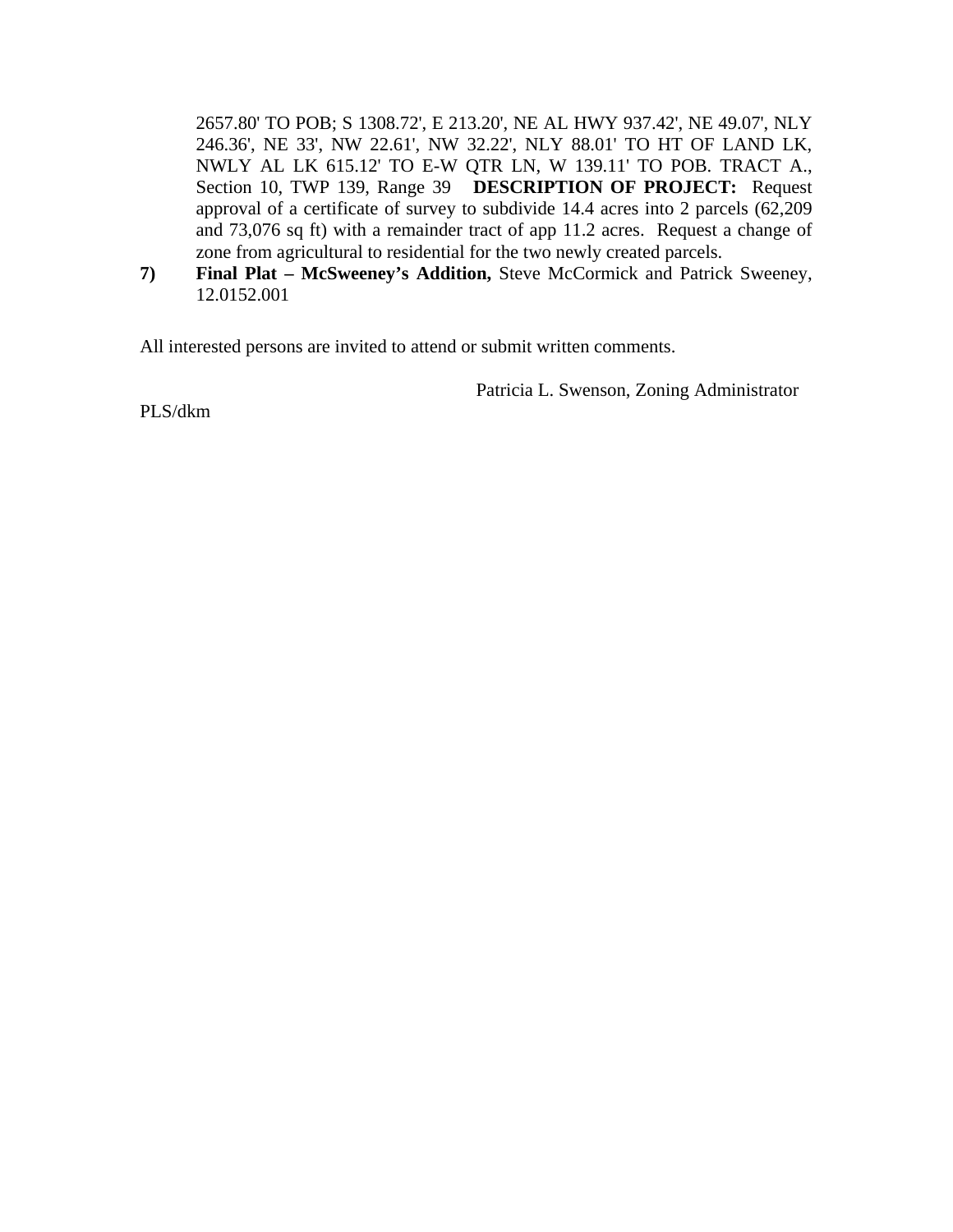2657.80' TO POB; S 1308.72', E 213.20', NE AL HWY 937.42', NE 49.07', NLY 246.36', NE 33', NW 22.61', NW 32.22', NLY 88.01' TO HT OF LAND LK, NWLY AL LK 615.12' TO E-W QTR LN, W 139.11' TO POB. TRACT A., Section 10, TWP 139, Range 39 **DESCRIPTION OF PROJECT:** Request approval of a certificate of survey to subdivide 14.4 acres into 2 parcels (62,209 and 73,076 sq ft) with a remainder tract of app 11.2 acres. Request a change of zone from agricultural to residential for the two newly created parcels.

**7)** **Final Plat – McSweeney's Addition,** Steve McCormick and Patrick Sweeney, 12.0152.001

All interested persons are invited to attend or submit written comments.

Patricia L. Swenson, Zoning Administrator

PLS/dkm